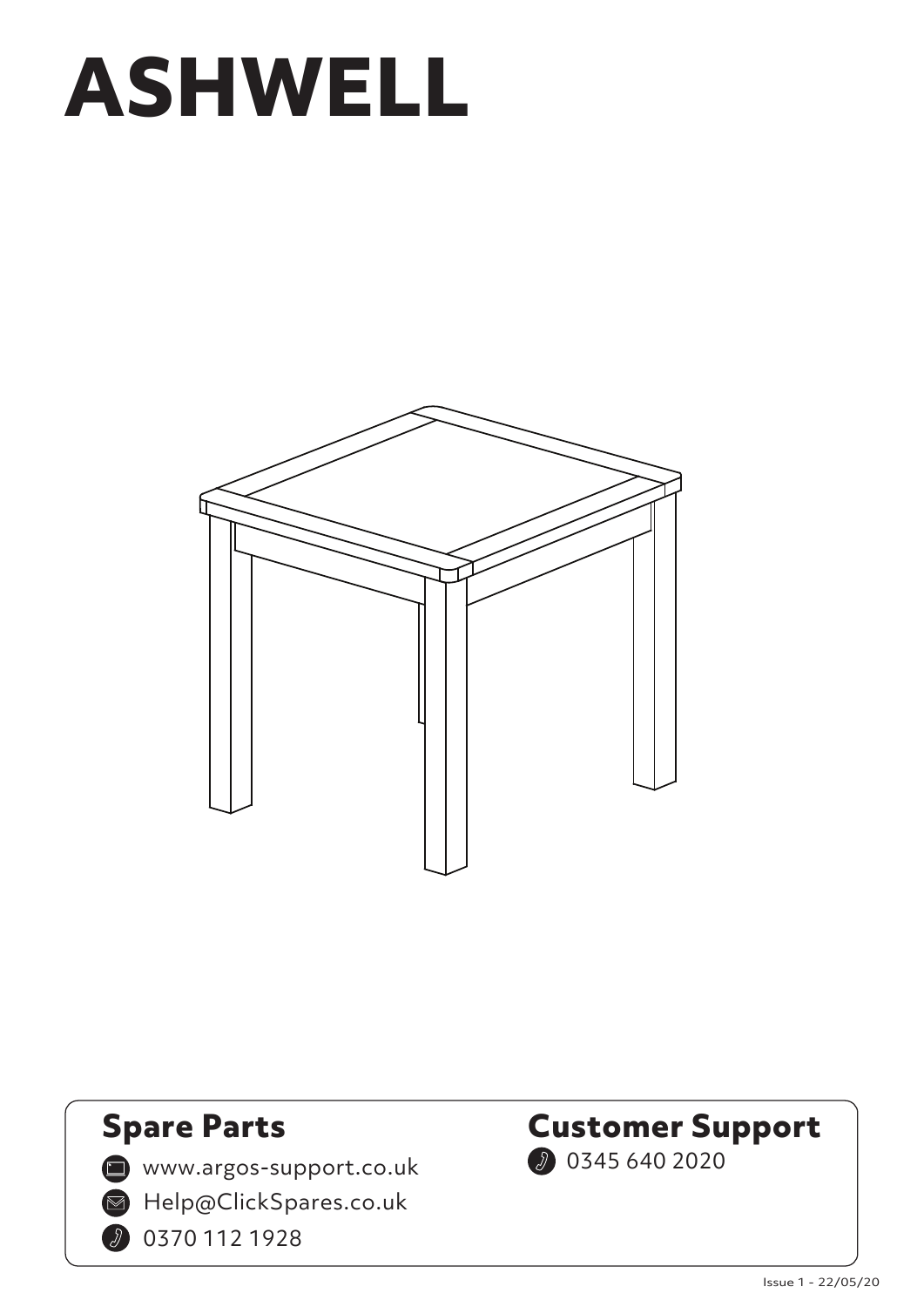# ASHWELL

## Spare Parts

- www.argos-support.co.uk
- Help@ClickSpares.co.uk
- 0370 112 1928

## Customer Support

- 0345 640 2020

Issue 1 - 22/05/20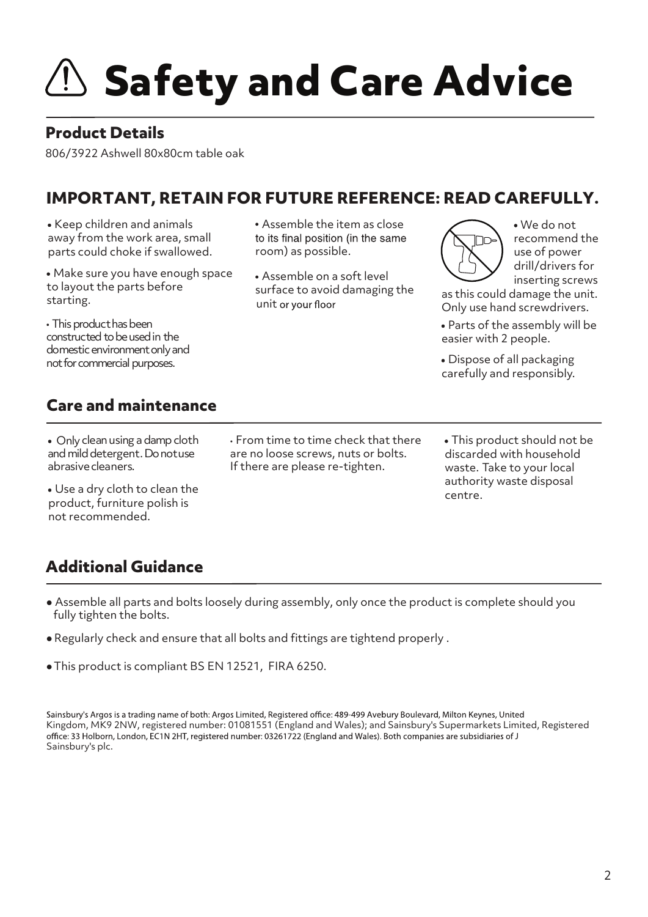# Safety and Care Advice

## Product Details

806/3922 Ashwell 80x80cm table oak

## IMPORTANT, RETAIN FOR FUTURE REFERENCE: READ CAREFULLY.

- Keep children and animals away from the work area, small parts could choke if swallowed.
- Make sure you have enough space to layout the parts before starting.
- This product has been constructed to be used in the domestic environment only and not for commercial purposes.
- Assemble the item as close to its final position (in the same room) as possible.
- Assemble on a soft level surface to avoid damaging the unit or your floor
- We do not recommend the use of power drill/drivers for inserting screws as this could damage the unit. Only use hand screwdrivers.
- Parts of the assembly will be easier with 2 people.
- Dispose of all packaging carefully and responsibly.

## Care and maintenance

- Only clean using a damp cloth and mild detergent. Do not use abrasive cleaners.
- Use a dry cloth to clean the product, furniture polish is not recommended.
- From time to time check that there are no loose screws, nuts or bolts. If there are please re-tighten.
- This product should not be discarded with household waste. Take to your local authority waste disposal centre.

## Additional Guidance

- Assemble all parts and bolts loosely during assembly, only once the product is complete should you fully tighten the bolts.
- Regularly check and ensure that all bolts and fittings are tightend properly .
- This product is compliant BS EN 12521, FIRA 6250.

Sainsbury's Argos is a trading name of both: Argos Limited, Registered office: 489-499 Avebury Boulevard, Milton Keynes, United Kingdom, MK9 2NW, registered number: 01081551 (England and Wales); and Sainsbury's Supermarkets Limited, Registered office: 33 Holborn, London, EC1N 2HT, registered number: 03261722 (England and Wales). Both companies are subsidiaries of J Sainsbury's plc.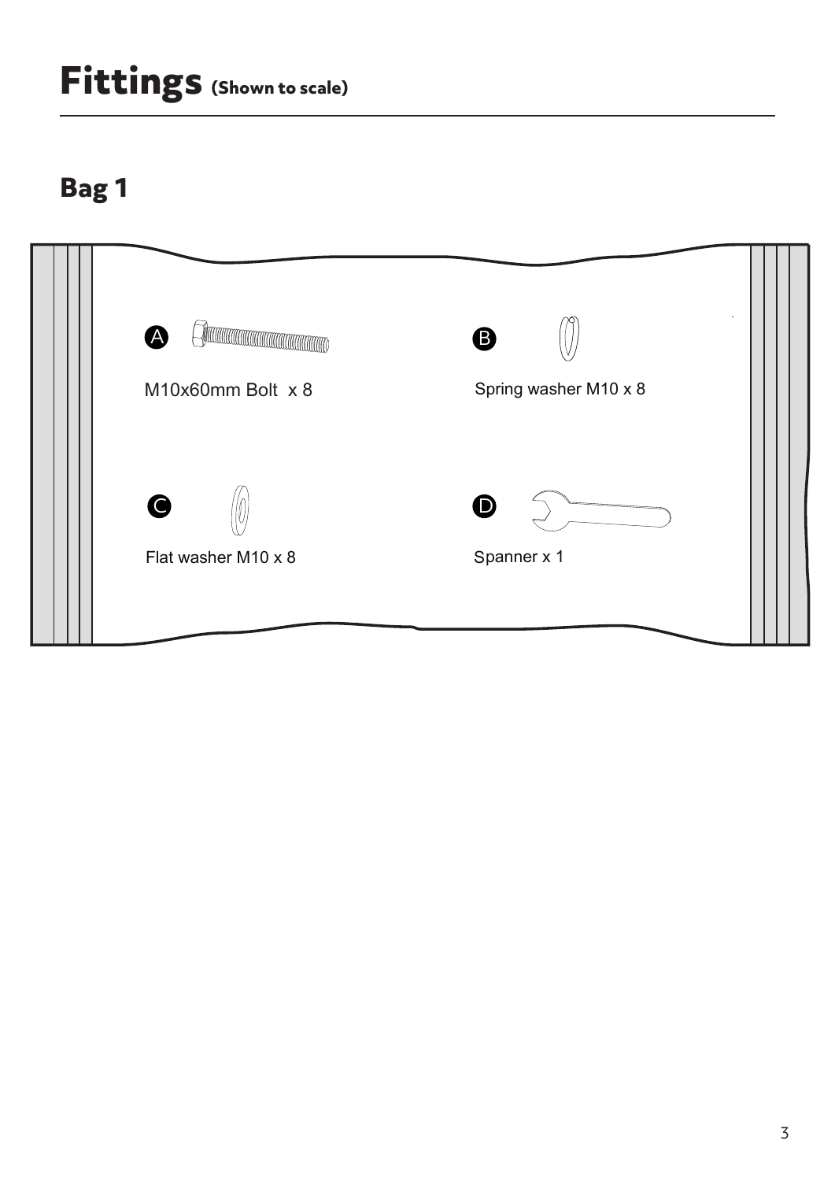# Fittings (Shown to scale)

## Bag 1

A M10x60mm Bolt x 8

B Spring washer M10 x 8

C Flat washer M10 x 8

D Spanner x 1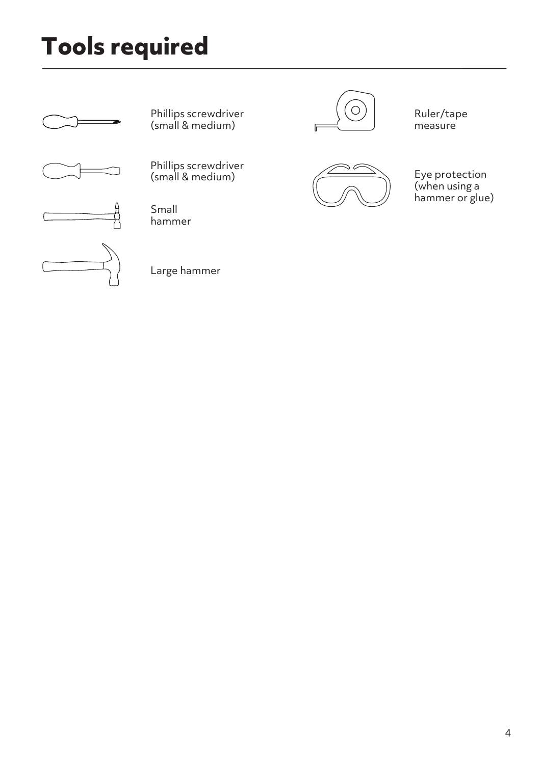# Tools required

- Phillips screwdriver (small & medium)
- Phillips screwdriver (small & medium)
- Small hammer
- Large hammer
- Ruler/tape measure
- Eye protection (when using a hammer or glue)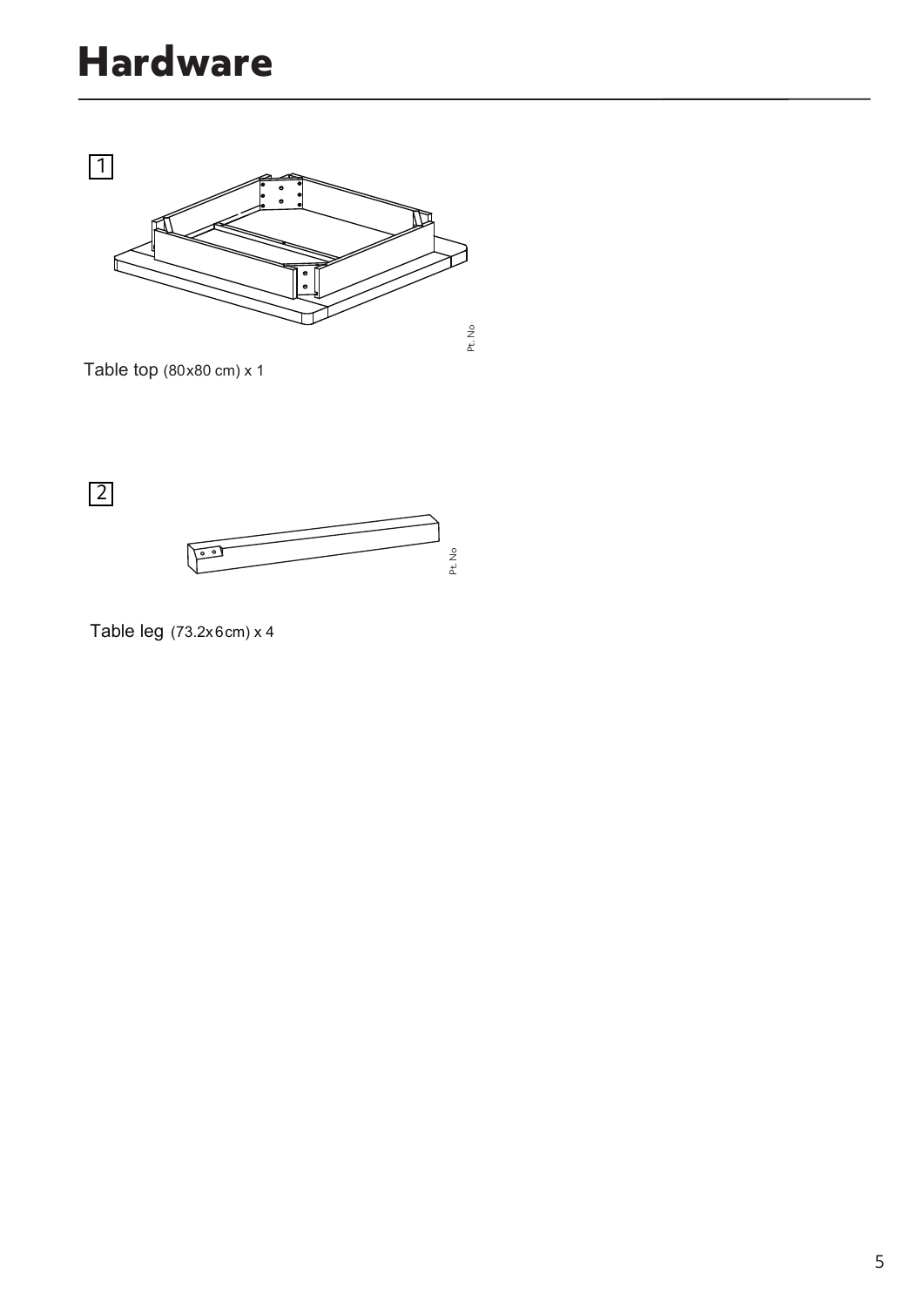# Hardware

1

Pt. No

Table top (80x80 cm) x 1

2

Pt. No

Table leg (73.2x6cm) x 4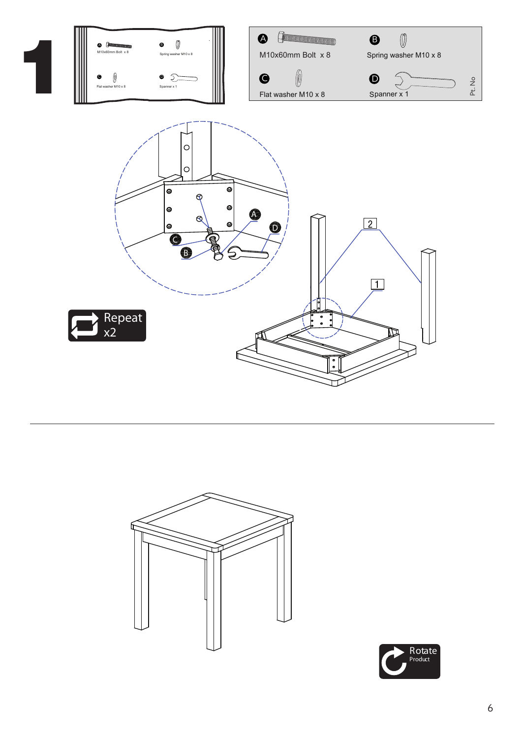# 1

| | |
|---|---|
| A M10x60mm Bolt x 8 | B Spring washer M10 x 8 |
| C Flat washer M10 x 8 | D Spanner x 1 |

Pt. No

A

D

C

B

2

1

Repeat x2

Rotate Product